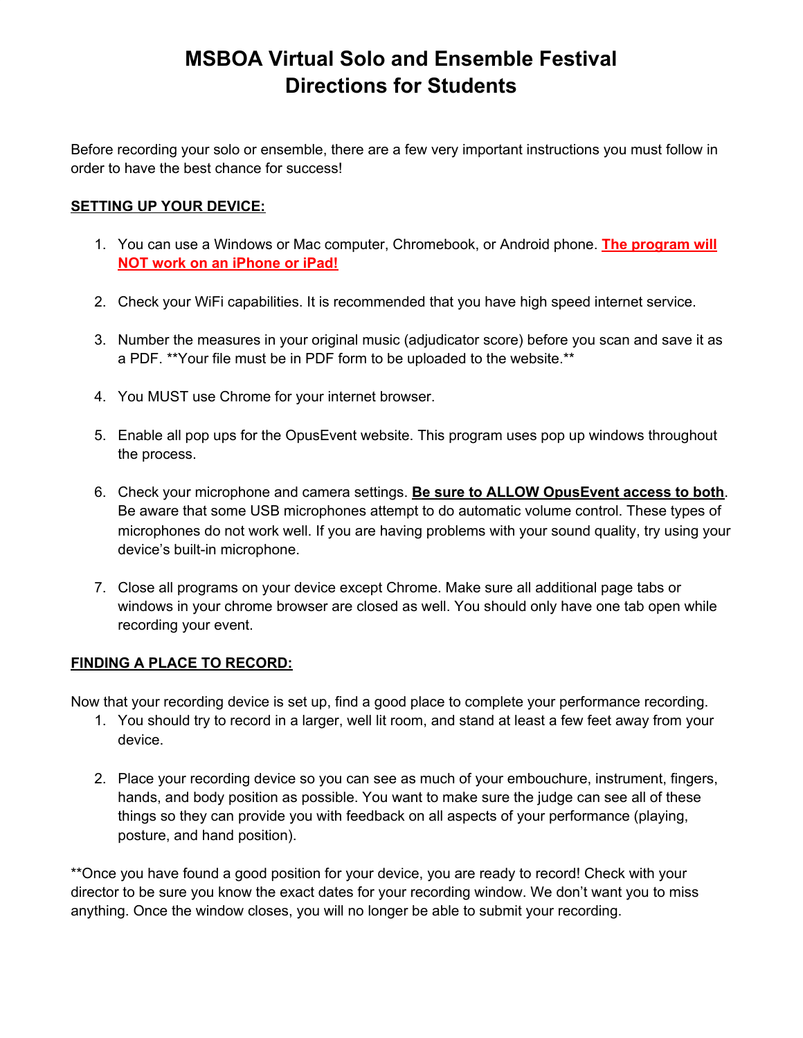# MSBOA Virtual Solo and Ensemble Festival
# Directions for Students

Before recording your solo or ensemble, there are a few very important instructions you must follow in order to have the best chance for success!

**SETTING UP YOUR DEVICE:**

1. You can use a Windows or Mac computer, Chromebook, or Android phone. **The program will NOT work on an iPhone or iPad!**

2. Check your WiFi capabilities. It is recommended that you have high speed internet service.

3. Number the measures in your original music (adjudicator score) before you scan and save it as a PDF. **Your file must be in PDF form to be uploaded to the website.**

4. You MUST use Chrome for your internet browser.

5. Enable all pop ups for the OpusEvent website. This program uses pop up windows throughout the process.

6. Check your microphone and camera settings. **Be sure to ALLOW OpusEvent access to both**. Be aware that some USB microphones attempt to do automatic volume control. These types of microphones do not work well. If you are having problems with your sound quality, try using your device's built-in microphone.

7. Close all programs on your device except Chrome. Make sure all additional page tabs or windows in your chrome browser are closed as well. You should only have one tab open while recording your event.

**FINDING A PLACE TO RECORD:**

Now that your recording device is set up, find a good place to complete your performance recording.

1. You should try to record in a larger, well lit room, and stand at least a few feet away from your device.

2. Place your recording device so you can see as much of your embouchure, instrument, fingers, hands, and body position as possible. You want to make sure the judge can see all of these things so they can provide you with feedback on all aspects of your performance (playing, posture, and hand position).

**Once you have found a good position for your device, you are ready to record! Check with your director to be sure you know the exact dates for your recording window. We don't want you to miss anything. Once the window closes, you will no longer be able to submit your recording.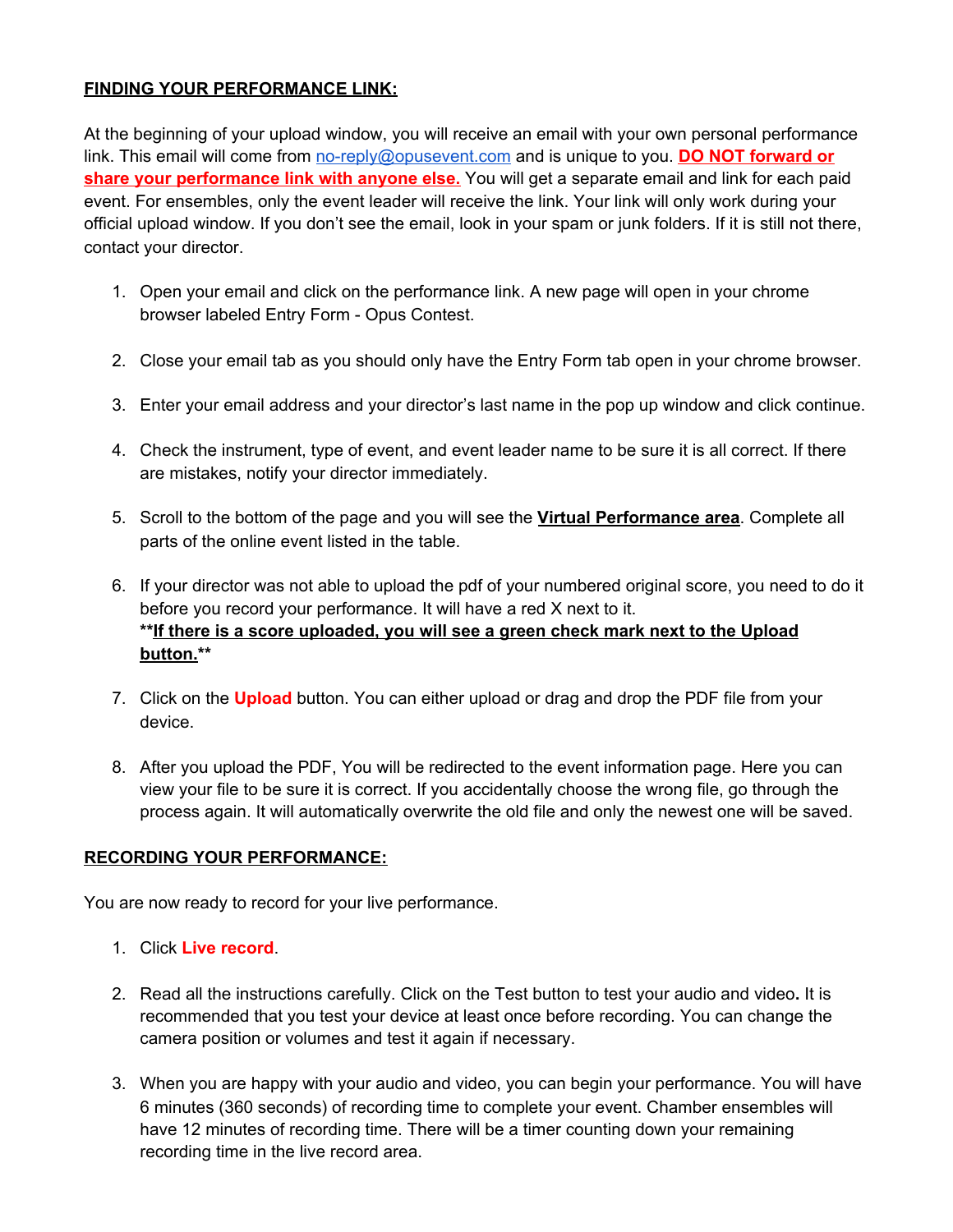**FINDING YOUR PERFORMANCE LINK:**

At the beginning of your upload window, you will receive an email with your own personal performance link. This email will come from no-reply@opusevent.com and is unique to you. **DO NOT forward or share your performance link with anyone else.** You will get a separate email and link for each paid event. For ensembles, only the event leader will receive the link. Your link will only work during your official upload window. If you don't see the email, look in your spam or junk folders. If it is still not there, contact your director.

1. Open your email and click on the performance link. A new page will open in your chrome browser labeled Entry Form - Opus Contest.

2. Close your email tab as you should only have the Entry Form tab open in your chrome browser.

3. Enter your email address and your director's last name in the pop up window and click continue.

4. Check the instrument, type of event, and event leader name to be sure it is all correct. If there are mistakes, notify your director immediately.

5. Scroll to the bottom of the page and you will see the **Virtual Performance area**. Complete all parts of the online event listed in the table.

6. If your director was not able to upload the pdf of your numbered original score, you need to do it before you record your performance. It will have a red X next to it.
   **If there is a score uploaded, you will see a green check mark next to the Upload button.**

7. Click on the **Upload** button. You can either upload or drag and drop the PDF file from your device.

8. After you upload the PDF, You will be redirected to the event information page. Here you can view your file to be sure it is correct. If you accidentally choose the wrong file, go through the process again. It will automatically overwrite the old file and only the newest one will be saved.

**RECORDING YOUR PERFORMANCE:**

You are now ready to record for your live performance.

1. Click **Live record**.

2. Read all the instructions carefully. Click on the Test button to test your audio and video**.** It is recommended that you test your device at least once before recording. You can change the camera position or volumes and test it again if necessary.

3. When you are happy with your audio and video, you can begin your performance. You will have 6 minutes (360 seconds) of recording time to complete your event. Chamber ensembles will have 12 minutes of recording time. There will be a timer counting down your remaining recording time in the live record area.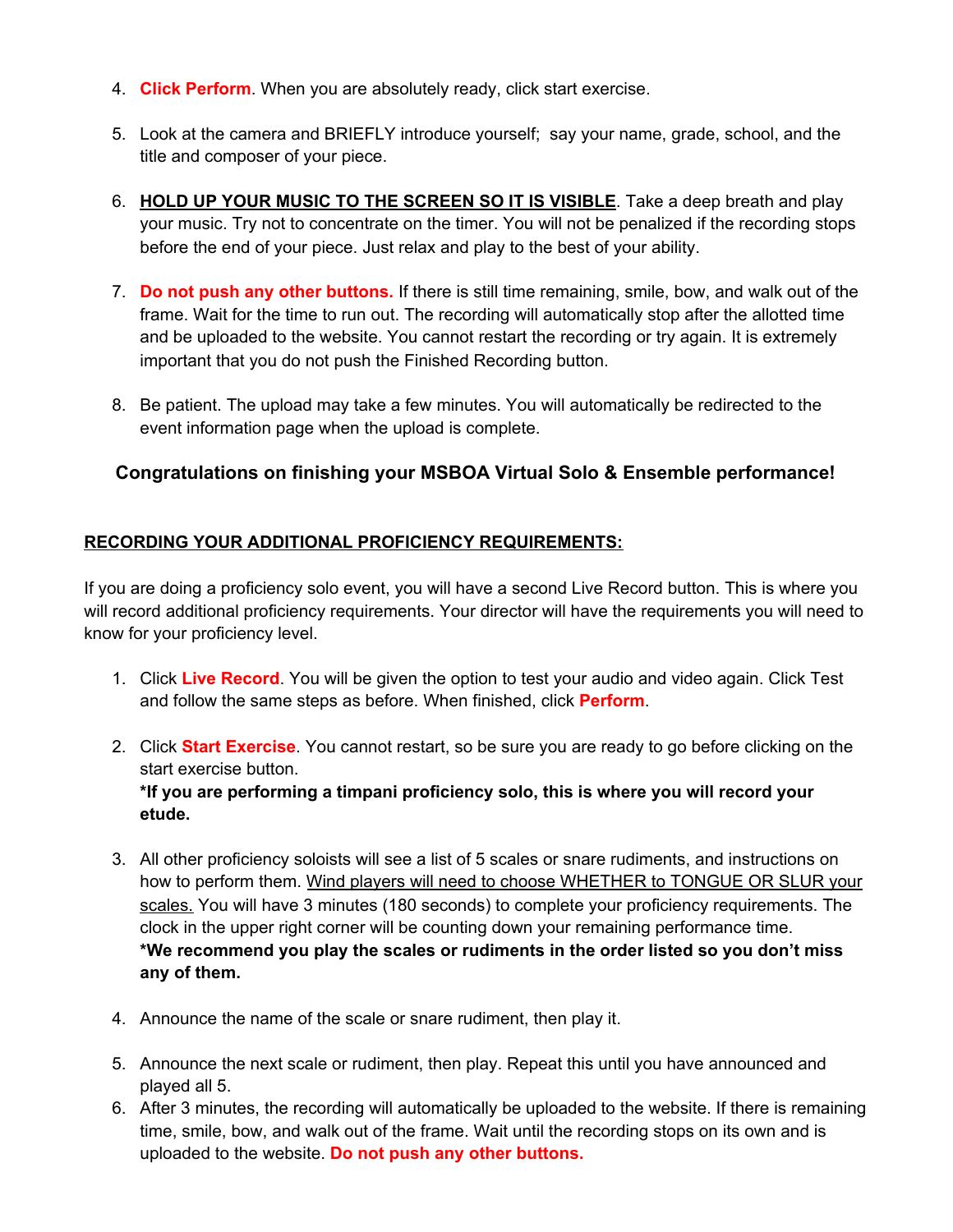4. **Click Perform**. When you are absolutely ready, click start exercise.

5. Look at the camera and BRIEFLY introduce yourself;  say your name, grade, school, and the title and composer of your piece.

6. **HOLD UP YOUR MUSIC TO THE SCREEN SO IT IS VISIBLE**. Take a deep breath and play your music. Try not to concentrate on the timer. You will not be penalized if the recording stops before the end of your piece. Just relax and play to the best of your ability.

7. **Do not push any other buttons.** If there is still time remaining, smile, bow, and walk out of the frame. Wait for the time to run out. The recording will automatically stop after the allotted time and be uploaded to the website. You cannot restart the recording or try again. It is extremely important that you do not push the Finished Recording button.

8. Be patient. The upload may take a few minutes. You will automatically be redirected to the event information page when the upload is complete.

### Congratulations on finishing your MSBOA Virtual Solo & Ensemble performance!

## RECORDING YOUR ADDITIONAL PROFICIENCY REQUIREMENTS:

If you are doing a proficiency solo event, you will have a second Live Record button. This is where you will record additional proficiency requirements. Your director will have the requirements you will need to know for your proficiency level.

1. Click **Live Record**. You will be given the option to test your audio and video again. Click Test and follow the same steps as before. When finished, click **Perform**.

2. Click **Start Exercise**. You cannot restart, so be sure you are ready to go before clicking on the start exercise button.
   **\*If you are performing a timpani proficiency solo, this is where you will record your etude.**

3. All other proficiency soloists will see a list of 5 scales or snare rudiments, and instructions on how to perform them. Wind players will need to choose WHETHER to TONGUE OR SLUR your scales. You will have 3 minutes (180 seconds) to complete your proficiency requirements. The clock in the upper right corner will be counting down your remaining performance time.
   **\*We recommend you play the scales or rudiments in the order listed so you don't miss any of them.**

4. Announce the name of the scale or snare rudiment, then play it.

5. Announce the next scale or rudiment, then play. Repeat this until you have announced and played all 5.

6. After 3 minutes, the recording will automatically be uploaded to the website. If there is remaining time, smile, bow, and walk out of the frame. Wait until the recording stops on its own and is uploaded to the website. **Do not push any other buttons.**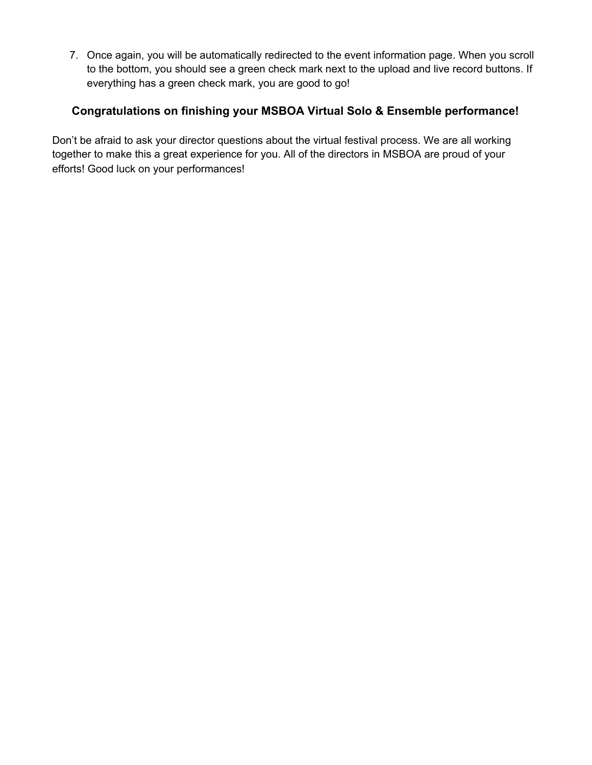7. Once again, you will be automatically redirected to the event information page. When you scroll to the bottom, you should see a green check mark next to the upload and live record buttons. If everything has a green check mark, you are good to go!

### Congratulations on finishing your MSBOA Virtual Solo & Ensemble performance!

Don't be afraid to ask your director questions about the virtual festival process. We are all working together to make this a great experience for you. All of the directors in MSBOA are proud of your efforts! Good luck on your performances!